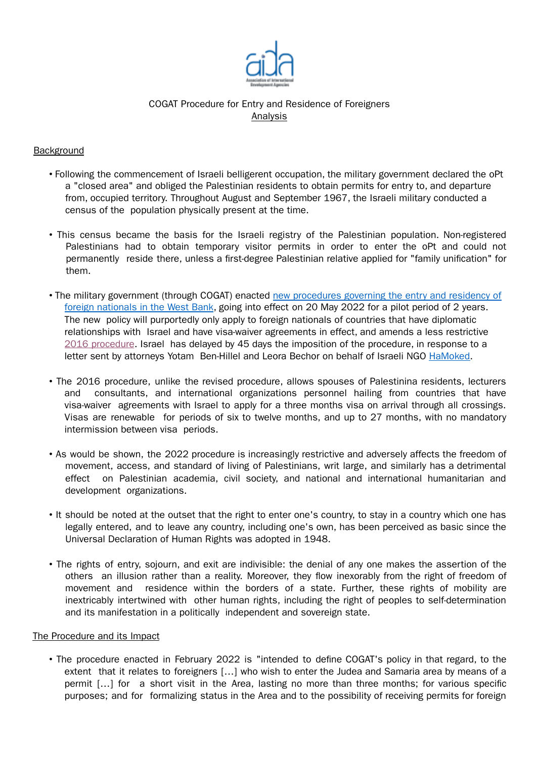COGAT Procedure for Entry and Residence of Foreigners

Analysis

## Background

- Following the commencement of Israeli belligerent occupation, the military government declared the oPt a "closed area" and obliged the Palestinian residents to obtain permits for entry to, and departure from, occupied territory. Throughout August and September 1967, the Israeli military conducted a census of the population physically present at the time.

- This census became the basis for the Israeli registry of the Palestinian population. Non-registered Palestinians had to obtain temporary visitor permits in order to enter the oPt and could not permanently reside there, unless a first-degree Palestinian relative applied for "family unification" for them.

- The military government (through COGAT) enacted new procedures governing the entry and residency of foreign nationals in the West Bank, going into effect on 20 May 2022 for a pilot period of 2 years. The new policy will purportedly only apply to foreign nationals of countries that have diplomatic relationships with Israel and have visa-waiver agreements in effect, and amends a less restrictive 2016 procedure. Israel has delayed by 45 days the imposition of the procedure, in response to a letter sent by attorneys Yotam Ben-Hillel and Leora Bechor on behalf of Israeli NGO HaMoked.

- The 2016 procedure, unlike the revised procedure, allows spouses of Palestinina residents, lecturers and consultants, and international organizations personnel hailing from countries that have visa-waiver agreements with Israel to apply for a three months visa on arrival through all crossings. Visas are renewable for periods of six to twelve months, and up to 27 months, with no mandatory intermission between visa periods.

- As would be shown, the 2022 procedure is increasingly restrictive and adversely affects the freedom of movement, access, and standard of living of Palestinians, writ large, and similarly has a detrimental effect on Palestinian academia, civil society, and national and international humanitarian and development organizations.

- It should be noted at the outset that the right to enter one's country, to stay in a country which one has legally entered, and to leave any country, including one's own, has been perceived as basic since the Universal Declaration of Human Rights was adopted in 1948.

- The rights of entry, sojourn, and exit are indivisible: the denial of any one makes the assertion of the others an illusion rather than a reality. Moreover, they flow inexorably from the right of freedom of movement and residence within the borders of a state. Further, these rights of mobility are inextricably intertwined with other human rights, including the right of peoples to self-determination and its manifestation in a politically independent and sovereign state.

## The Procedure and its Impact

- The procedure enacted in February 2022 is "intended to define COGAT's policy in that regard, to the extent that it relates to foreigners […] who wish to enter the Judea and Samaria area by means of a permit […] for a short visit in the Area, lasting no more than three months; for various specific purposes; and for formalizing status in the Area and to the possibility of receiving permits for foreign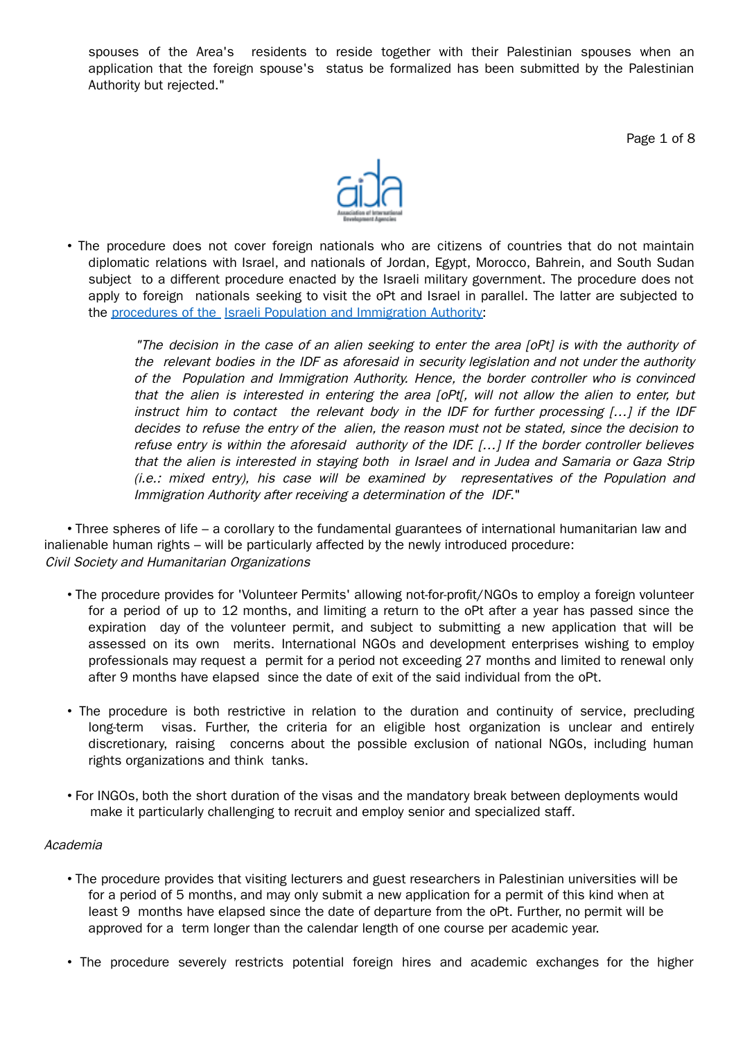spouses of the Area's residents to reside together with their Palestinian spouses when an application that the foreign spouse's status be formalized has been submitted by the Palestinian Authority but rejected."

- The procedure does not cover foreign nationals who are citizens of countries that do not maintain diplomatic relations with Israel, and nationals of Jordan, Egypt, Morocco, Bahrein, and South Sudan subject to a different procedure enacted by the Israeli military government. The procedure does not apply to foreign nationals seeking to visit the oPt and Israel in parallel. The latter are subjected to the procedures of the Israeli Population and Immigration Authority:

> *"The decision in the case of an alien seeking to enter the area [oPt] is with the authority of the relevant bodies in the IDF as aforesaid in security legislation and not under the authority of the Population and Immigration Authority. Hence, the border controller who is convinced that the alien is interested in entering the area [oPt[, will not allow the alien to enter, but instruct him to contact the relevant body in the IDF for further processing [...] if the IDF decides to refuse the entry of the alien, the reason must not be stated, since the decision to refuse entry is within the aforesaid authority of the IDF. [...] If the border controller believes that the alien is interested in staying both in Israel and in Judea and Samaria or Gaza Strip (i.e.: mixed entry), his case will be examined by representatives of the Population and Immigration Authority after receiving a determination of the IDF.*"

- Three spheres of life – a corollary to the fundamental guarantees of international humanitarian law and inalienable human rights – will be particularly affected by the newly introduced procedure:

*Civil Society and Humanitarian Organizations*

- The procedure provides for 'Volunteer Permits' allowing not-for-profit/NGOs to employ a foreign volunteer for a period of up to 12 months, and limiting a return to the oPt after a year has passed since the expiration day of the volunteer permit, and subject to submitting a new application that will be assessed on its own merits. International NGOs and development enterprises wishing to employ professionals may request a permit for a period not exceeding 27 months and limited to renewal only after 9 months have elapsed since the date of exit of the said individual from the oPt.

- The procedure is both restrictive in relation to the duration and continuity of service, precluding long-term visas. Further, the criteria for an eligible host organization is unclear and entirely discretionary, raising concerns about the possible exclusion of national NGOs, including human rights organizations and think tanks.

- For INGOs, both the short duration of the visas and the mandatory break between deployments would make it particularly challenging to recruit and employ senior and specialized staff.

*Academia*

- The procedure provides that visiting lecturers and guest researchers in Palestinian universities will be for a period of 5 months, and may only submit a new application for a permit of this kind when at least 9 months have elapsed since the date of departure from the oPt. Further, no permit will be approved for a term longer than the calendar length of one course per academic year.

- The procedure severely restricts potential foreign hires and academic exchanges for the higher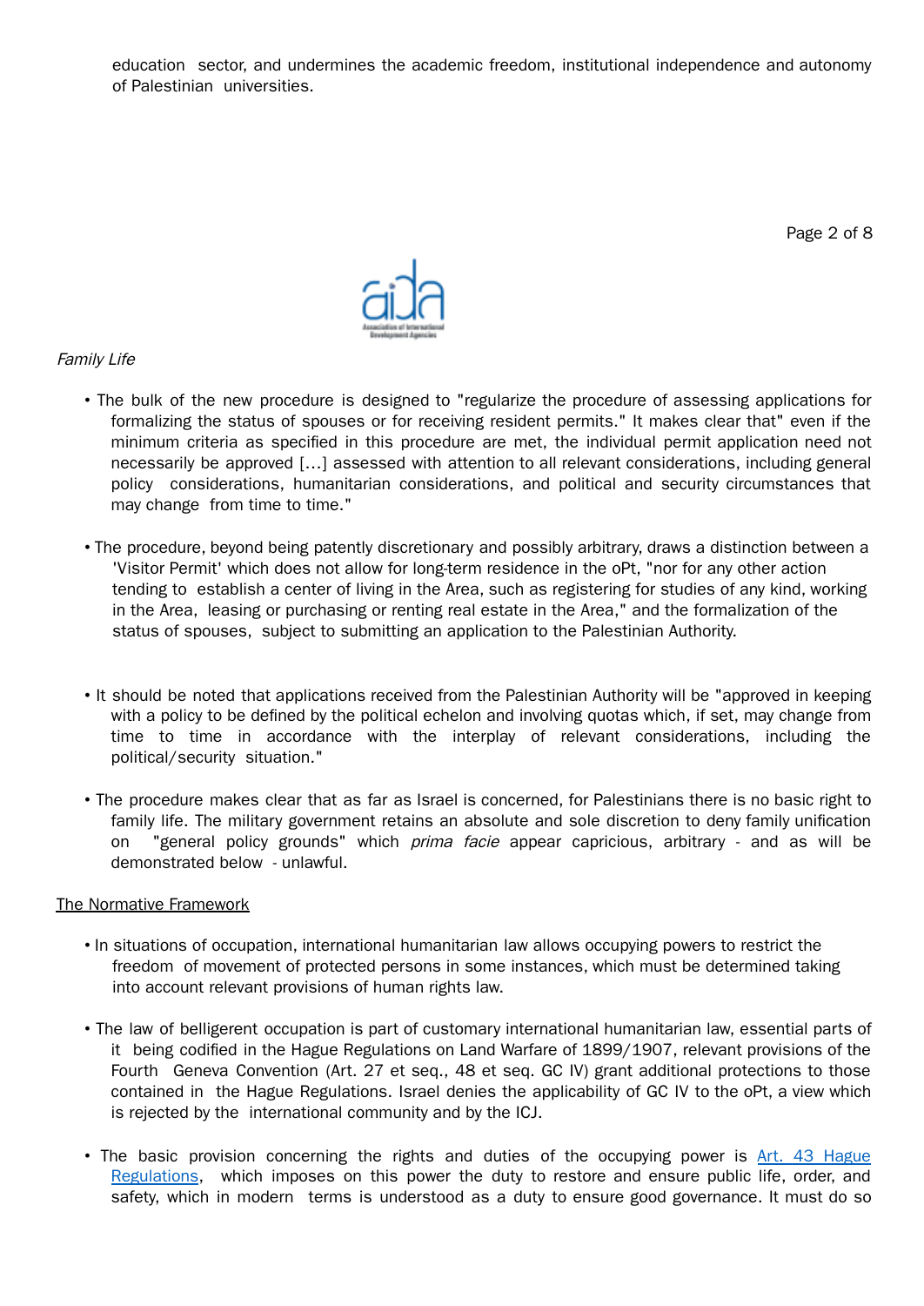education sector, and undermines the academic freedom, institutional independence and autonomy of Palestinian universities.

*Family Life*

- The bulk of the new procedure is designed to "regularize the procedure of assessing applications for formalizing the status of spouses or for receiving resident permits." It makes clear that" even if the minimum criteria as specified in this procedure are met, the individual permit application need not necessarily be approved [...] assessed with attention to all relevant considerations, including general policy considerations, humanitarian considerations, and political and security circumstances that may change from time to time."

- The procedure, beyond being patently discretionary and possibly arbitrary, draws a distinction between a 'Visitor Permit' which does not allow for long-term residence in the oPt, "nor for any other action tending to establish a center of living in the Area, such as registering for studies of any kind, working in the Area, leasing or purchasing or renting real estate in the Area," and the formalization of the status of spouses, subject to submitting an application to the Palestinian Authority.

- It should be noted that applications received from the Palestinian Authority will be "approved in keeping with a policy to be defined by the political echelon and involving quotas which, if set, may change from time to time in accordance with the interplay of relevant considerations, including the political/security situation."

- The procedure makes clear that as far as Israel is concerned, for Palestinians there is no basic right to family life. The military government retains an absolute and sole discretion to deny family unification on "general policy grounds" which *prima facie* appear capricious, arbitrary - and as will be demonstrated below - unlawful.

<u>The Normative Framework</u>

- In situations of occupation, international humanitarian law allows occupying powers to restrict the freedom of movement of protected persons in some instances, which must be determined taking into account relevant provisions of human rights law.

- The law of belligerent occupation is part of customary international humanitarian law, essential parts of it being codified in the Hague Regulations on Land Warfare of 1899/1907, relevant provisions of the Fourth Geneva Convention (Art. 27 et seq., 48 et seq. GC IV) grant additional protections to those contained in the Hague Regulations. Israel denies the applicability of GC IV to the oPt, a view which is rejected by the international community and by the ICJ.

- The basic provision concerning the rights and duties of the occupying power is [Art. 43 Hague Regulations](), which imposes on this power the duty to restore and ensure public life, order, and safety, which in modern terms is understood as a duty to ensure good governance. It must do so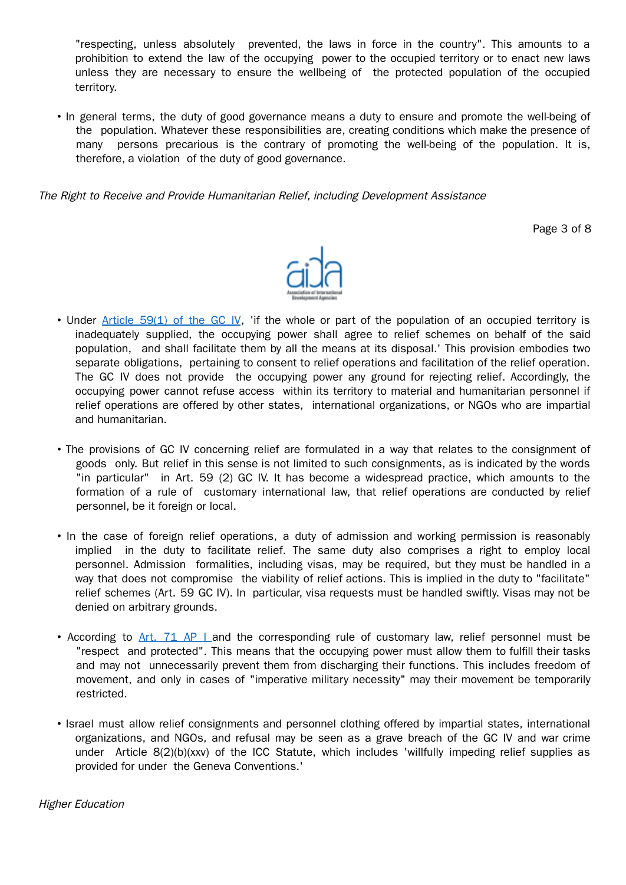"respecting, unless absolutely prevented, the laws in force in the country". This amounts to a prohibition to extend the law of the occupying power to the occupied territory or to enact new laws unless they are necessary to ensure the wellbeing of the protected population of the occupied territory.

- In general terms, the duty of good governance means a duty to ensure and promote the well-being of the population. Whatever these responsibilities are, creating conditions which make the presence of many persons precarious is the contrary of promoting the well-being of the population. It is, therefore, a violation of the duty of good governance.

*The Right to Receive and Provide Humanitarian Relief, including Development Assistance*

- Under [Article 59(1) of the GC IV](), 'if the whole or part of the population of an occupied territory is inadequately supplied, the occupying power shall agree to relief schemes on behalf of the said population, and shall facilitate them by all the means at its disposal.' This provision embodies two separate obligations, pertaining to consent to relief operations and facilitation of the relief operation. The GC IV does not provide the occupying power any ground for rejecting relief. Accordingly, the occupying power cannot refuse access within its territory to material and humanitarian personnel if relief operations are offered by other states, international organizations, or NGOs who are impartial and humanitarian.

- The provisions of GC IV concerning relief are formulated in a way that relates to the consignment of goods only. But relief in this sense is not limited to such consignments, as is indicated by the words "in particular" in Art. 59 (2) GC IV. It has become a widespread practice, which amounts to the formation of a rule of customary international law, that relief operations are conducted by relief personnel, be it foreign or local.

- In the case of foreign relief operations, a duty of admission and working permission is reasonably implied in the duty to facilitate relief. The same duty also comprises a right to employ local personnel. Admission formalities, including visas, may be required, but they must be handled in a way that does not compromise the viability of relief actions. This is implied in the duty to "facilitate" relief schemes (Art. 59 GC IV). In particular, visa requests must be handled swiftly. Visas may not be denied on arbitrary grounds.

- According to [Art. 71 AP I]() and the corresponding rule of customary law, relief personnel must be "respect and protected". This means that the occupying power must allow them to fulfill their tasks and may not unnecessarily prevent them from discharging their functions. This includes freedom of movement, and only in cases of "imperative military necessity" may their movement be temporarily restricted.

- Israel must allow relief consignments and personnel clothing offered by impartial states, international organizations, and NGOs, and refusal may be seen as a grave breach of the GC IV and war crime under Article 8(2)(b)(xxv) of the ICC Statute, which includes 'willfully impeding relief supplies as provided for under the Geneva Conventions.'

*Higher Education*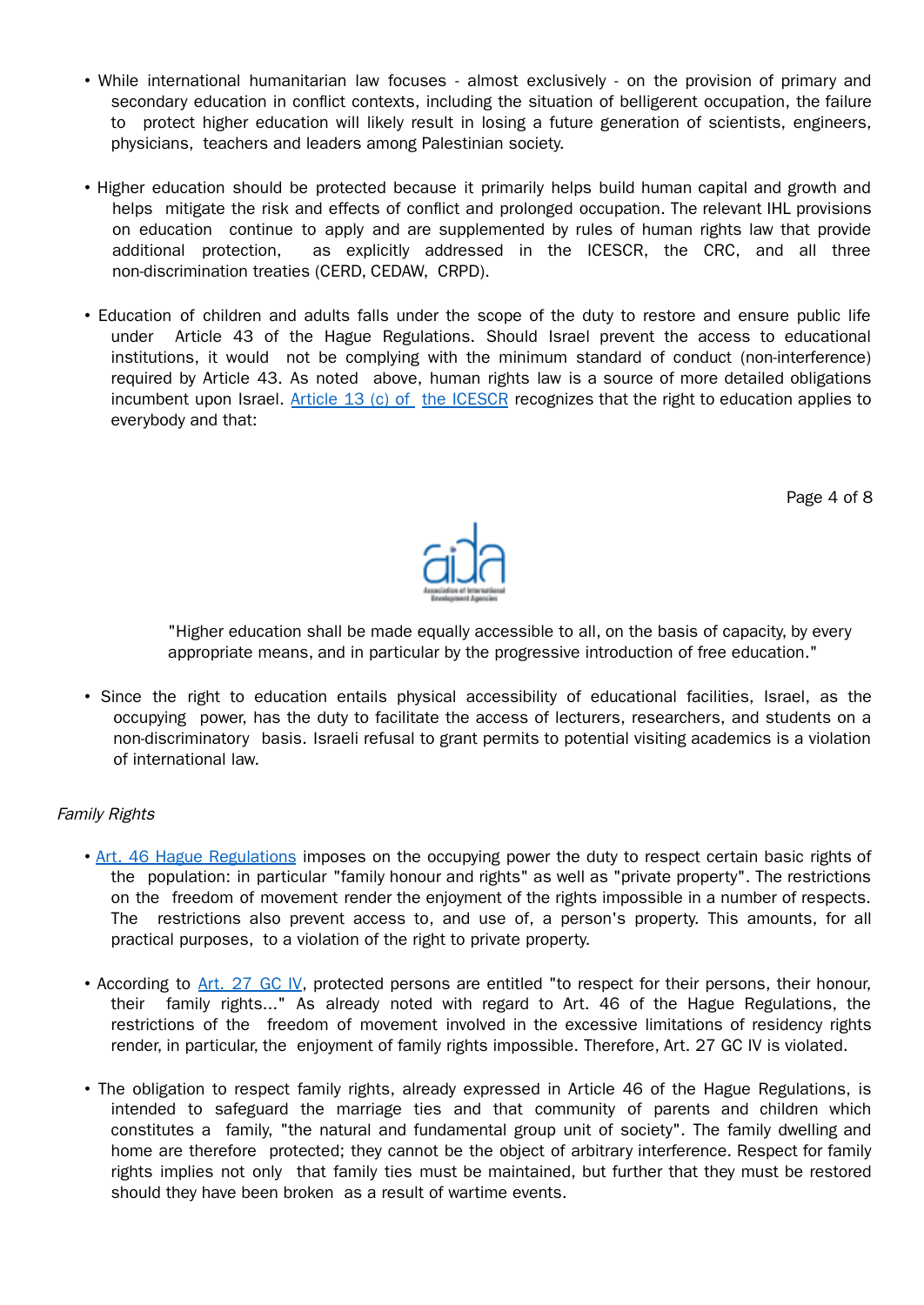- While international humanitarian law focuses - almost exclusively - on the provision of primary and secondary education in conflict contexts, including the situation of belligerent occupation, the failure to protect higher education will likely result in losing a future generation of scientists, engineers, physicians, teachers and leaders among Palestinian society.

- Higher education should be protected because it primarily helps build human capital and growth and helps mitigate the risk and effects of conflict and prolonged occupation. The relevant IHL provisions on education continue to apply and are supplemented by rules of human rights law that provide additional protection, as explicitly addressed in the ICESCR, the CRC, and all three non-discrimination treaties (CERD, CEDAW, CRPD).

- Education of children and adults falls under the scope of the duty to restore and ensure public life under Article 43 of the Hague Regulations. Should Israel prevent the access to educational institutions, it would not be complying with the minimum standard of conduct (non-interference) required by Article 43. As noted above, human rights law is a source of more detailed obligations incumbent upon Israel. [Article 13 (c) of the ICESCR] recognizes that the right to education applies to everybody and that:

> "Higher education shall be made equally accessible to all, on the basis of capacity, by every appropriate means, and in particular by the progressive introduction of free education."

- Since the right to education entails physical accessibility of educational facilities, Israel, as the occupying power, has the duty to facilitate the access of lecturers, researchers, and students on a non-discriminatory basis. Israeli refusal to grant permits to potential visiting academics is a violation of international law.

*Family Rights*

- [Art. 46 Hague Regulations] imposes on the occupying power the duty to respect certain basic rights of the population: in particular "family honour and rights" as well as "private property". The restrictions on the freedom of movement render the enjoyment of the rights impossible in a number of respects. The restrictions also prevent access to, and use of, a person's property. This amounts, for all practical purposes, to a violation of the right to private property.

- According to [Art. 27 GC IV], protected persons are entitled "to respect for their persons, their honour, their family rights..." As already noted with regard to Art. 46 of the Hague Regulations, the restrictions of the freedom of movement involved in the excessive limitations of residency rights render, in particular, the enjoyment of family rights impossible. Therefore, Art. 27 GC IV is violated.

- The obligation to respect family rights, already expressed in Article 46 of the Hague Regulations, is intended to safeguard the marriage ties and that community of parents and children which constitutes a family, "the natural and fundamental group unit of society". The family dwelling and home are therefore protected; they cannot be the object of arbitrary interference. Respect for family rights implies not only that family ties must be maintained, but further that they must be restored should they have been broken as a result of wartime events.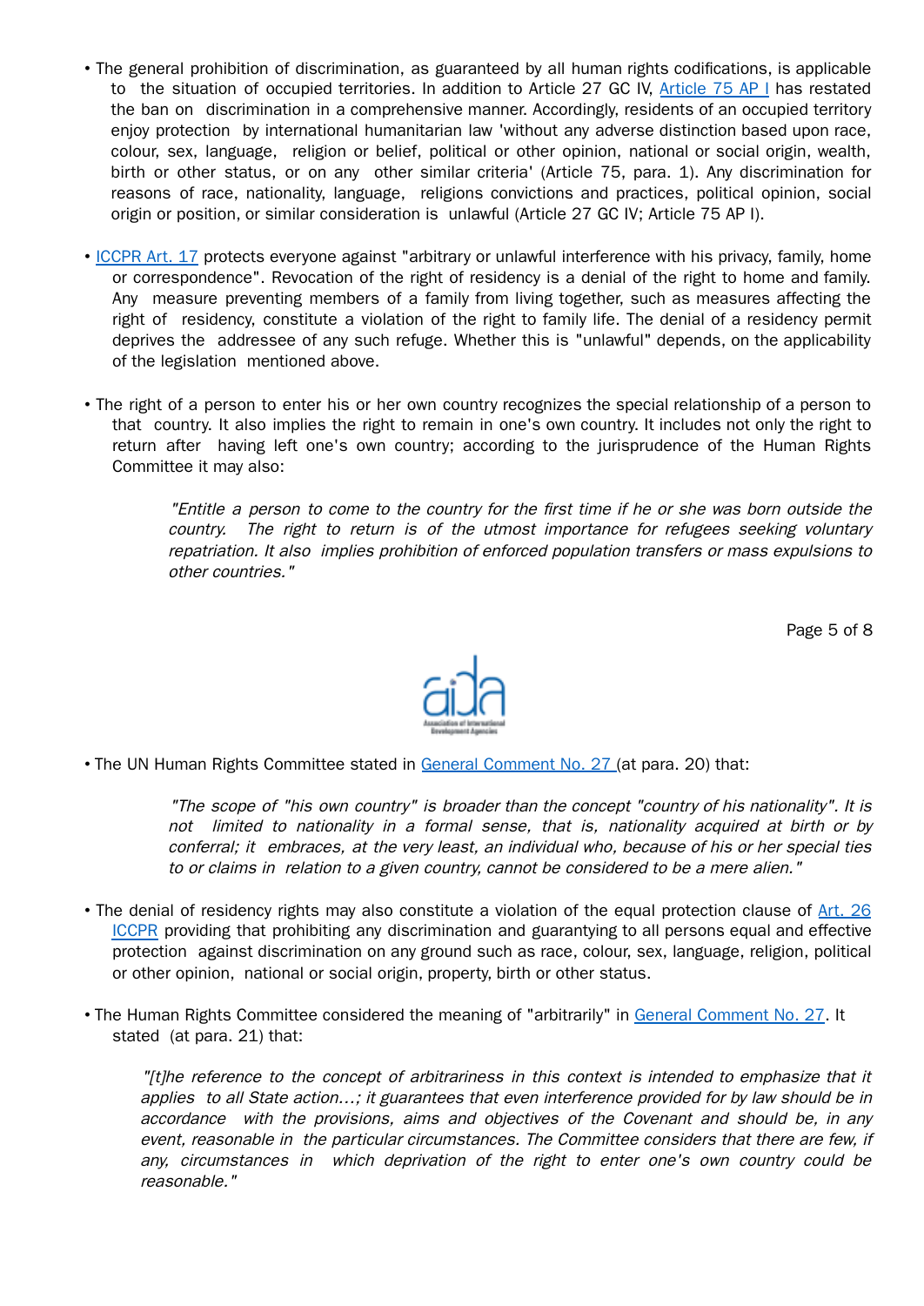- The general prohibition of discrimination, as guaranteed by all human rights codifications, is applicable to the situation of occupied territories. In addition to Article 27 GC IV, Article 75 AP I has restated the ban on discrimination in a comprehensive manner. Accordingly, residents of an occupied territory enjoy protection by international humanitarian law 'without any adverse distinction based upon race, colour, sex, language, religion or belief, political or other opinion, national or social origin, wealth, birth or other status, or on any other similar criteria' (Article 75, para. 1). Any discrimination for reasons of race, nationality, language, religions convictions and practices, political opinion, social origin or position, or similar consideration is unlawful (Article 27 GC IV; Article 75 AP I).

- ICCPR Art. 17 protects everyone against "arbitrary or unlawful interference with his privacy, family, home or correspondence". Revocation of the right of residency is a denial of the right to home and family. Any measure preventing members of a family from living together, such as measures affecting the right of residency, constitute a violation of the right to family life. The denial of a residency permit deprives the addressee of any such refuge. Whether this is "unlawful" depends, on the applicability of the legislation mentioned above.

- The right of a person to enter his or her own country recognizes the special relationship of a person to that country. It also implies the right to remain in one's own country. It includes not only the right to return after having left one's own country; according to the jurisprudence of the Human Rights Committee it may also:

> *"Entitle a person to come to the country for the first time if he or she was born outside the country. The right to return is of the utmost importance for refugees seeking voluntary repatriation. It also implies prohibition of enforced population transfers or mass expulsions to other countries."*

- The UN Human Rights Committee stated in General Comment No. 27 (at para. 20) that:

> *"The scope of "his own country" is broader than the concept "country of his nationality". It is not limited to nationality in a formal sense, that is, nationality acquired at birth or by conferral; it embraces, at the very least, an individual who, because of his or her special ties to or claims in relation to a given country, cannot be considered to be a mere alien."*

- The denial of residency rights may also constitute a violation of the equal protection clause of Art. 26 ICCPR providing that prohibiting any discrimination and guarantying to all persons equal and effective protection against discrimination on any ground such as race, colour, sex, language, religion, political or other opinion, national or social origin, property, birth or other status.

- The Human Rights Committee considered the meaning of "arbitrarily" in General Comment No. 27. It stated (at para. 21) that:

> *"[t]he reference to the concept of arbitrariness in this context is intended to emphasize that it applies to all State action...; it guarantees that even interference provided for by law should be in accordance with the provisions, aims and objectives of the Covenant and should be, in any event, reasonable in the particular circumstances. The Committee considers that there are few, if any, circumstances in which deprivation of the right to enter one's own country could be reasonable."*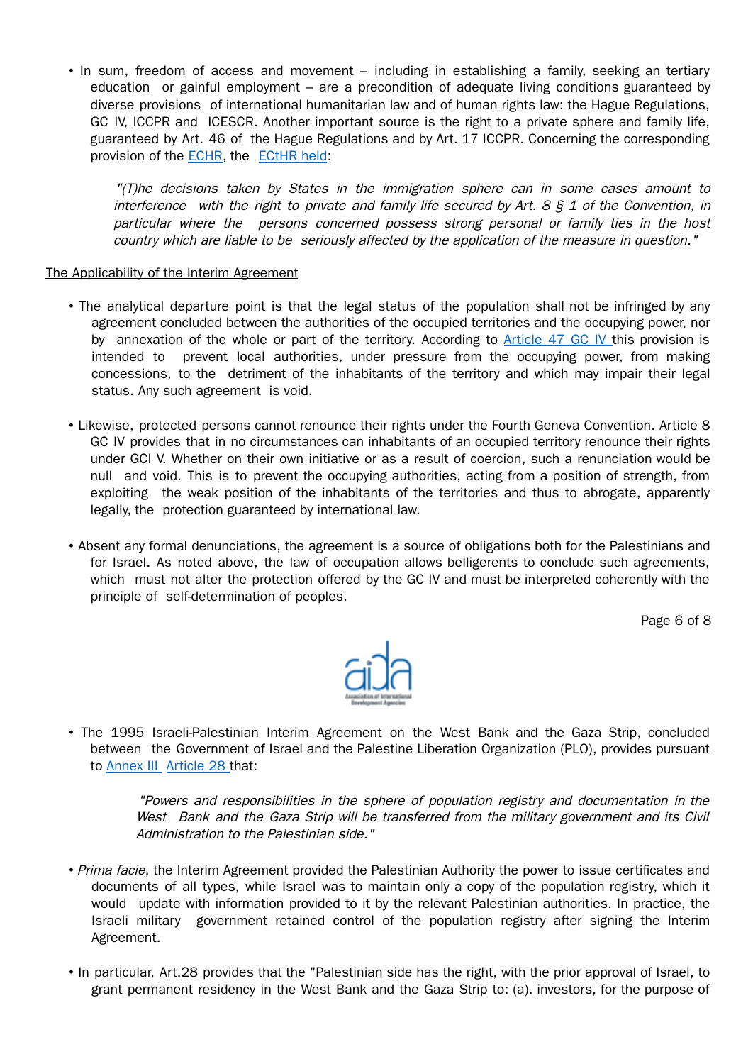- In sum, freedom of access and movement – including in establishing a family, seeking an tertiary education or gainful employment – are a precondition of adequate living conditions guaranteed by diverse provisions of international humanitarian law and of human rights law: the Hague Regulations, GC IV, ICCPR and ICESCR. Another important source is the right to a private sphere and family life, guaranteed by Art. 46 of the Hague Regulations and by Art. 17 ICCPR. Concerning the corresponding provision of the ECHR, the ECtHR held:

  > *"(T)he decisions taken by States in the immigration sphere can in some cases amount to interference with the right to private and family life secured by Art. 8 § 1 of the Convention, in particular where the persons concerned possess strong personal or family ties in the host country which are liable to be seriously affected by the application of the measure in question."*

<u>The Applicability of the Interim Agreement</u>

- The analytical departure point is that the legal status of the population shall not be infringed by any agreement concluded between the authorities of the occupied territories and the occupying power, nor by annexation of the whole or part of the territory. According to Article 47 GC IV this provision is intended to prevent local authorities, under pressure from the occupying power, from making concessions, to the detriment of the inhabitants of the territory and which may impair their legal status. Any such agreement is void.

- Likewise, protected persons cannot renounce their rights under the Fourth Geneva Convention. Article 8 GC IV provides that in no circumstances can inhabitants of an occupied territory renounce their rights under GCI V. Whether on their own initiative or as a result of coercion, such a renunciation would be null and void. This is to prevent the occupying authorities, acting from a position of strength, from exploiting the weak position of the inhabitants of the territories and thus to abrogate, apparently legally, the protection guaranteed by international law.

- Absent any formal denunciations, the agreement is a source of obligations both for the Palestinians and for Israel. As noted above, the law of occupation allows belligerents to conclude such agreements, which must not alter the protection offered by the GC IV and must be interpreted coherently with the principle of self-determination of peoples.

- The 1995 Israeli-Palestinian Interim Agreement on the West Bank and the Gaza Strip, concluded between the Government of Israel and the Palestine Liberation Organization (PLO), provides pursuant to Annex III Article 28 that:

  > *"Powers and responsibilities in the sphere of population registry and documentation in the West Bank and the Gaza Strip will be transferred from the military government and its Civil Administration to the Palestinian side."*

- *Prima facie*, the Interim Agreement provided the Palestinian Authority the power to issue certificates and documents of all types, while Israel was to maintain only a copy of the population registry, which it would update with information provided to it by the relevant Palestinian authorities. In practice, the Israeli military government retained control of the population registry after signing the Interim Agreement.

- In particular, Art.28 provides that the "Palestinian side has the right, with the prior approval of Israel, to grant permanent residency in the West Bank and the Gaza Strip to: (a). investors, for the purpose of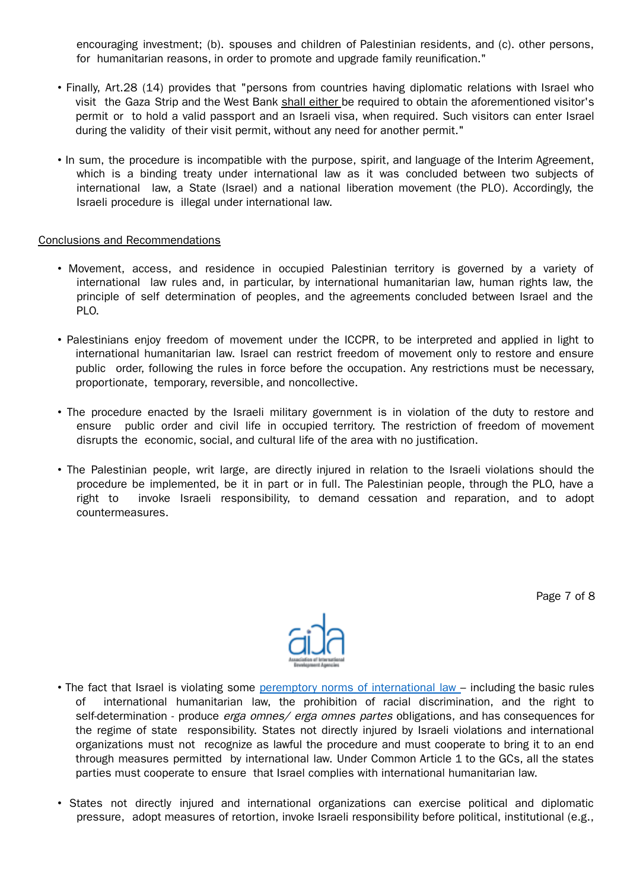encouraging investment; (b). spouses and children of Palestinian residents, and (c). other persons, for humanitarian reasons, in order to promote and upgrade family reunification."

- Finally, Art.28 (14) provides that "persons from countries having diplomatic relations with Israel who visit the Gaza Strip and the West Bank shall either be required to obtain the aforementioned visitor's permit or to hold a valid passport and an Israeli visa, when required. Such visitors can enter Israel during the validity of their visit permit, without any need for another permit."

- In sum, the procedure is incompatible with the purpose, spirit, and language of the Interim Agreement, which is a binding treaty under international law as it was concluded between two subjects of international law, a State (Israel) and a national liberation movement (the PLO). Accordingly, the Israeli procedure is illegal under international law.

## Conclusions and Recommendations

- Movement, access, and residence in occupied Palestinian territory is governed by a variety of international law rules and, in particular, by international humanitarian law, human rights law, the principle of self determination of peoples, and the agreements concluded between Israel and the PLO.

- Palestinians enjoy freedom of movement under the ICCPR, to be interpreted and applied in light to international humanitarian law. Israel can restrict freedom of movement only to restore and ensure public order, following the rules in force before the occupation. Any restrictions must be necessary, proportionate, temporary, reversible, and noncollective.

- The procedure enacted by the Israeli military government is in violation of the duty to restore and ensure public order and civil life in occupied territory. The restriction of freedom of movement disrupts the economic, social, and cultural life of the area with no justification.

- The Palestinian people, writ large, are directly injured in relation to the Israeli violations should the procedure be implemented, be it in part or in full. The Palestinian people, through the PLO, have a right to invoke Israeli responsibility, to demand cessation and reparation, and to adopt countermeasures.

- The fact that Israel is violating some [peremptory norms of international law](#) – including the basic rules of international humanitarian law, the prohibition of racial discrimination, and the right to self-determination - produce *erga omnes/ erga omnes partes* obligations, and has consequences for the regime of state responsibility. States not directly injured by Israeli violations and international organizations must not recognize as lawful the procedure and must cooperate to bring it to an end through measures permitted by international law. Under Common Article 1 to the GCs, all the states parties must cooperate to ensure that Israel complies with international humanitarian law.

- States not directly injured and international organizations can exercise political and diplomatic pressure, adopt measures of retortion, invoke Israeli responsibility before political, institutional (e.g.,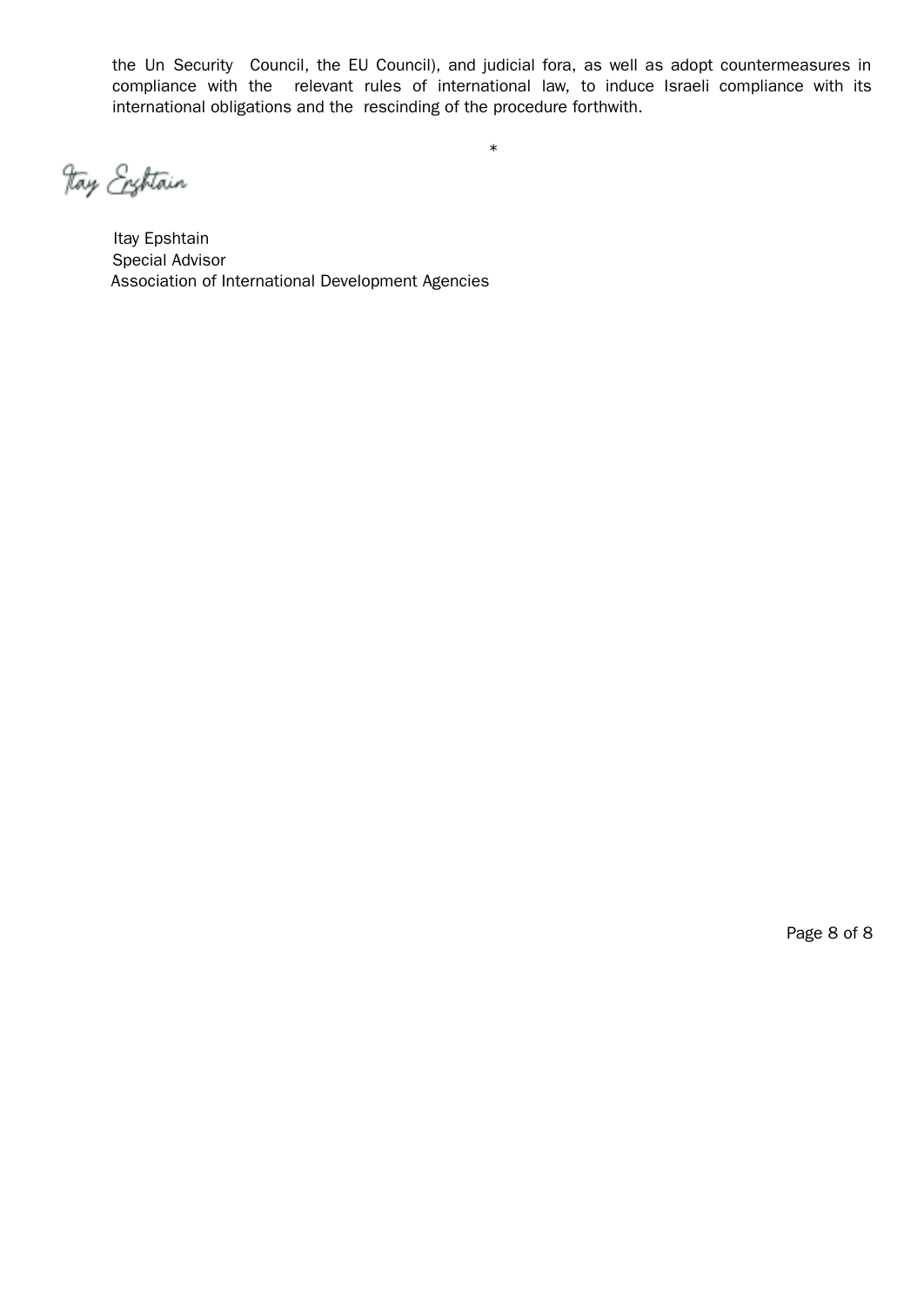the Un Security Council, the EU Council), and judicial fora, as well as adopt countermeasures in compliance with the relevant rules of international law, to induce Israeli compliance with its international obligations and the rescinding of the procedure forthwith.

*

Itay Epshtain

Itay Epshtain
Special Advisor
Association of International Development Agencies